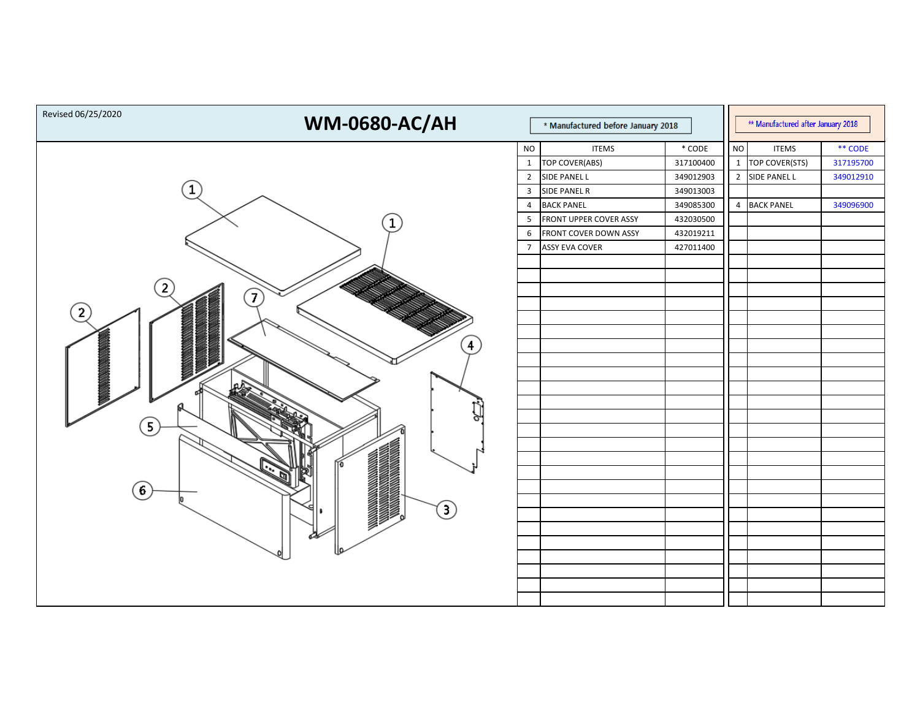Revised 06/25/2020

# WM-0680-AC/AH

| * Manufactured before January 2018 | | |
|---|---|---|
| NO | ITEMS | * CODE |
| 1 | TOP COVER(ABS) | 317100400 |
| 2 | SIDE PANEL L | 349012903 |
| 3 | SIDE PANEL R | 349013003 |
| 4 | BACK PANEL | 349085300 |
| 5 | FRONT UPPER COVER ASSY | 432030500 |
| 6 | FRONT COVER DOWN ASSY | 432019211 |
| 7 | ASSY EVA COVER | 427011400 |

| ** Manufactured after January 2018 | | |
|---|---|---|
| NO | ITEMS | ** CODE |
| 1 | TOP COVER(STS) | 317195700 |
| 2 | SIDE PANEL L | 349012910 |
| | | |
| 4 | BACK PANEL | 349096900 |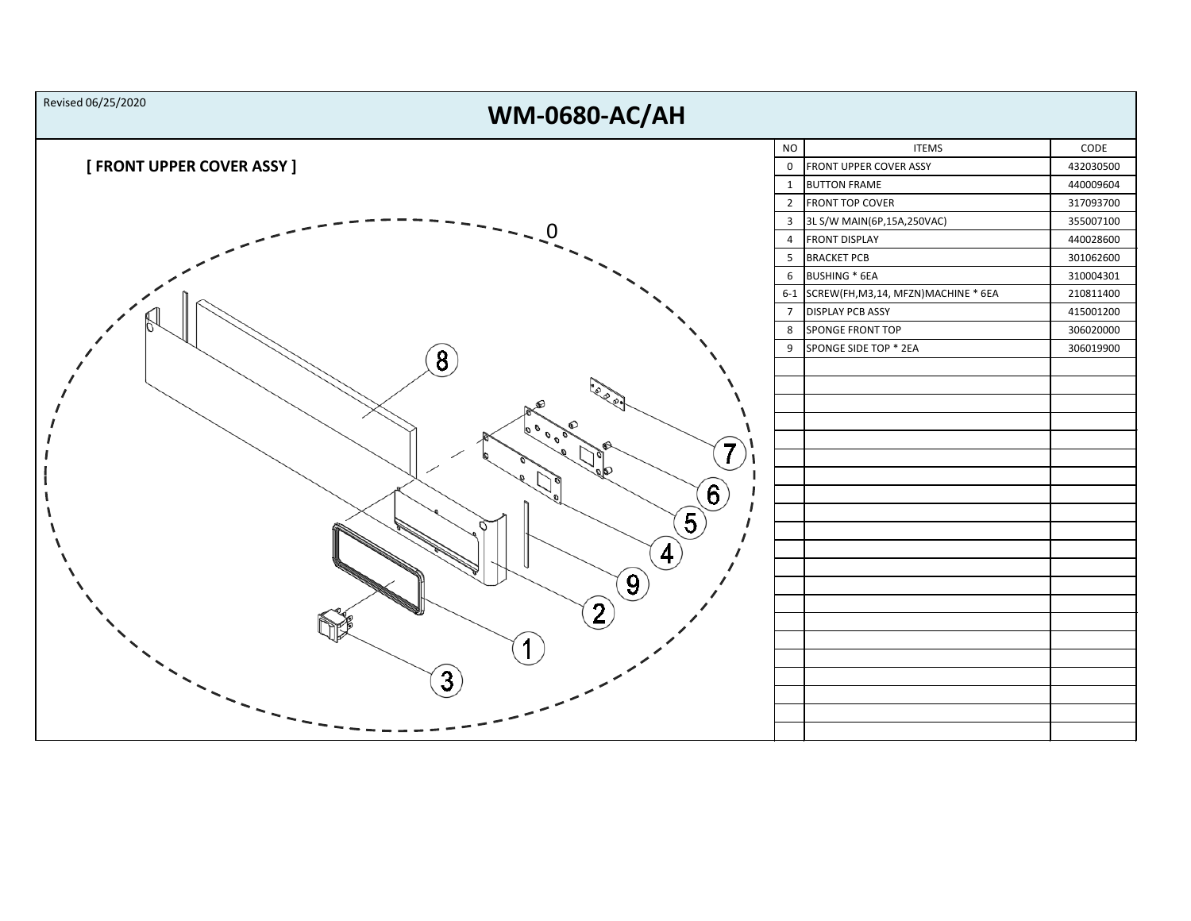Revised 06/25/2020

# WM-0680-AC/AH

## [ FRONT UPPER COVER ASSY ]

| NO | ITEMS | CODE |
|---|---|---|
| 0 | FRONT UPPER COVER ASSY | 432030500 |
| 1 | BUTTON FRAME | 440009604 |
| 2 | FRONT TOP COVER | 317093700 |
| 3 | 3L S/W MAIN(6P,15A,250VAC) | 355007100 |
| 4 | FRONT DISPLAY | 440028600 |
| 5 | BRACKET PCB | 301062600 |
| 6 | BUSHING * 6EA | 310004301 |
| 6-1 | SCREW(FH,M3,14, MFZN)MACHINE * 6EA | 210811400 |
| 7 | DISPLAY PCB ASSY | 415001200 |
| 8 | SPONGE FRONT TOP | 306020000 |
| 9 | SPONGE SIDE TOP * 2EA | 306019900 |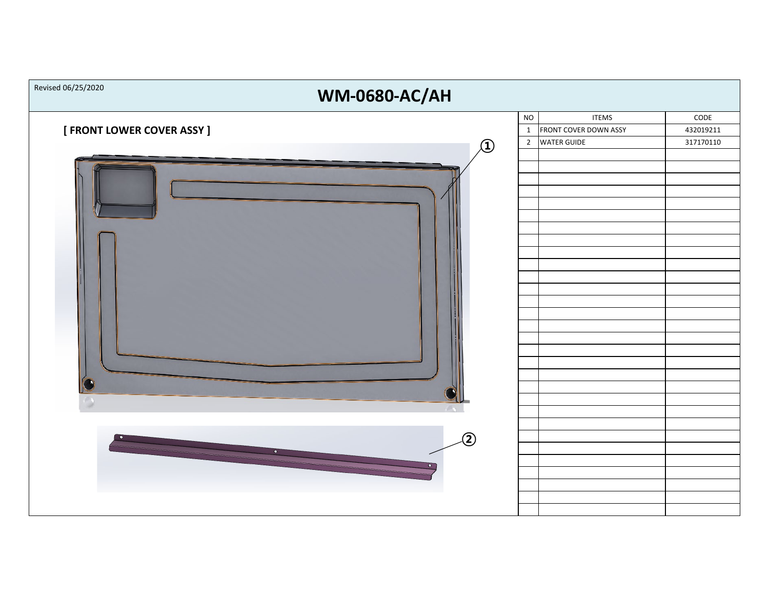Revised 06/25/2020

# WM-0680-AC/AH

## [ FRONT LOWER COVER ASSY ]

①

②

| NO | ITEMS | CODE |
|---|---|---|
| 1 | FRONT COVER DOWN ASSY | 432019211 |
| 2 | WATER GUIDE | 317170110 |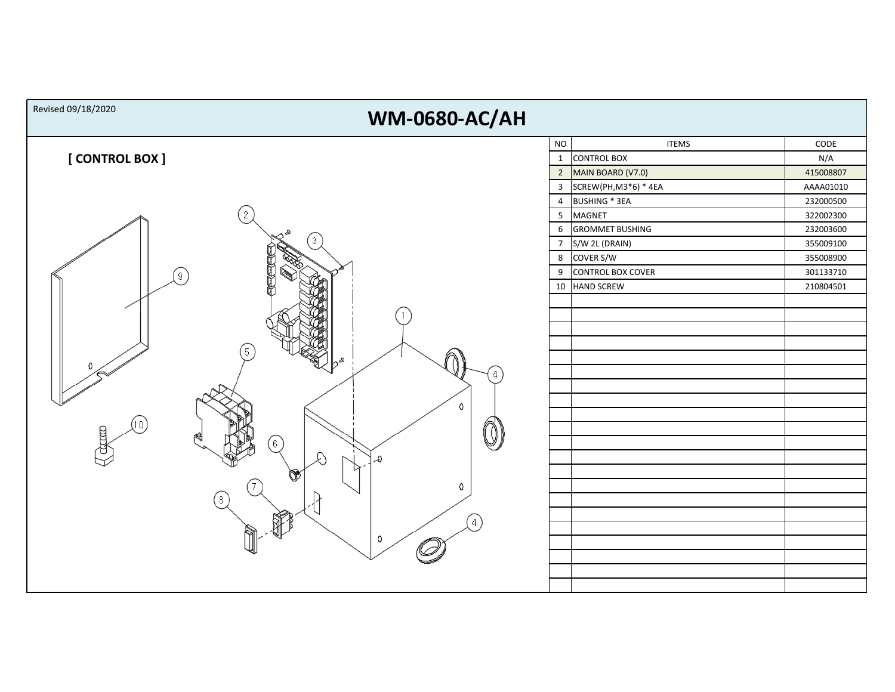Revised 09/18/2020

# WM-0680-AC/AH

## [ CONTROL BOX ]

| NO | ITEMS | CODE |
|---|---|---|
| 1 | CONTROL BOX | N/A |
| 2 | MAIN BOARD (V7.0) | 415008807 |
| 3 | SCREW(PH,M3*6) * 4EA | AAAA01010 |
| 4 | BUSHING * 3EA | 232000500 |
| 5 | MAGNET | 322002300 |
| 6 | GROMMET BUSHING | 232003600 |
| 7 | S/W 2L (DRAIN) | 355009100 |
| 8 | COVER S/W | 355008900 |
| 9 | CONTROL BOX COVER | 301133710 |
| 10 | HAND SCREW | 210804501 |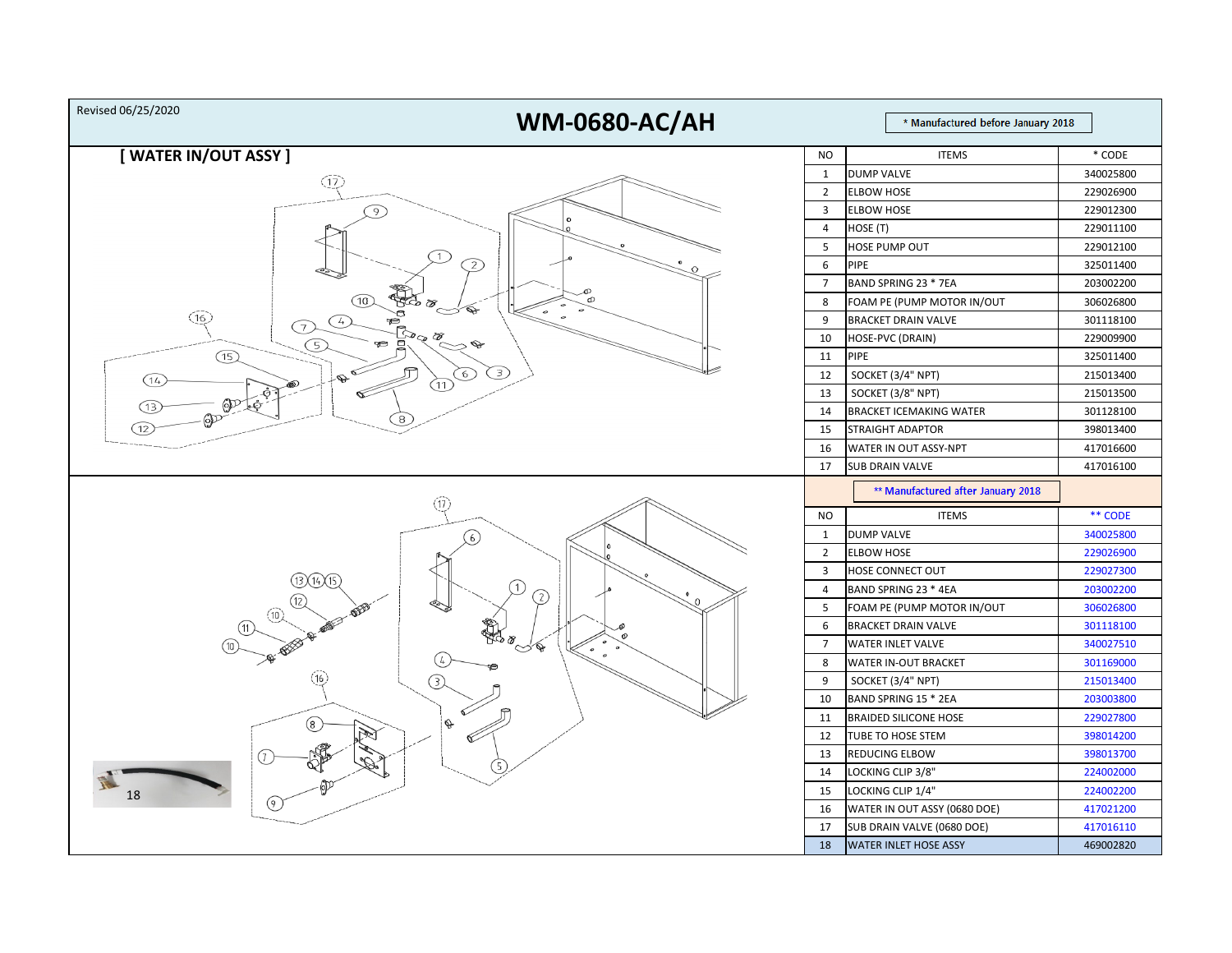Revised 06/25/2020

# WM-0680-AC/AH

* Manufactured before January 2018

## [ WATER IN/OUT ASSY ]

| NO | ITEMS | * CODE |
|---|---|---|
| 1 | DUMP VALVE | 340025800 |
| 2 | ELBOW HOSE | 229026900 |
| 3 | ELBOW HOSE | 229012300 |
| 4 | HOSE (T) | 229011100 |
| 5 | HOSE PUMP OUT | 229012100 |
| 6 | PIPE | 325011400 |
| 7 | BAND SPRING 23 * 7EA | 203002200 |
| 8 | FOAM PE (PUMP MOTOR IN/OUT | 306026800 |
| 9 | BRACKET DRAIN VALVE | 301118100 |
| 10 | HOSE-PVC (DRAIN) | 229009900 |
| 11 | PIPE | 325011400 |
| 12 | SOCKET (3/4" NPT) | 215013400 |
| 13 | SOCKET (3/8" NPT) | 215013500 |
| 14 | BRACKET ICEMAKING WATER | 301128100 |
| 15 | STRAIGHT ADAPTOR | 398013400 |
| 16 | WATER IN OUT ASSY-NPT | 417016600 |
| 17 | SUB DRAIN VALVE | 417016100 |

** Manufactured after January 2018

| NO | ITEMS | ** CODE |
|---|---|---|
| 1 | DUMP VALVE | 340025800 |
| 2 | ELBOW HOSE | 229026900 |
| 3 | HOSE CONNECT OUT | 229027300 |
| 4 | BAND SPRING 23 * 4EA | 203002200 |
| 5 | FOAM PE (PUMP MOTOR IN/OUT | 306026800 |
| 6 | BRACKET DRAIN VALVE | 301118100 |
| 7 | WATER INLET VALVE | 340027510 |
| 8 | WATER IN-OUT BRACKET | 301169000 |
| 9 | SOCKET (3/4" NPT) | 215013400 |
| 10 | BAND SPRING 15 * 2EA | 203003800 |
| 11 | BRAIDED SILICONE HOSE | 229027800 |
| 12 | TUBE TO HOSE STEM | 398014200 |
| 13 | REDUCING ELBOW | 398013700 |
| 14 | LOCKING CLIP 3/8" | 224002000 |
| 15 | LOCKING CLIP 1/4" | 224002200 |
| 16 | WATER IN OUT ASSY (0680 DOE) | 417021200 |
| 17 | SUB DRAIN VALVE (0680 DOE) | 417016110 |
| 18 | WATER INLET HOSE ASSY | 469002820 |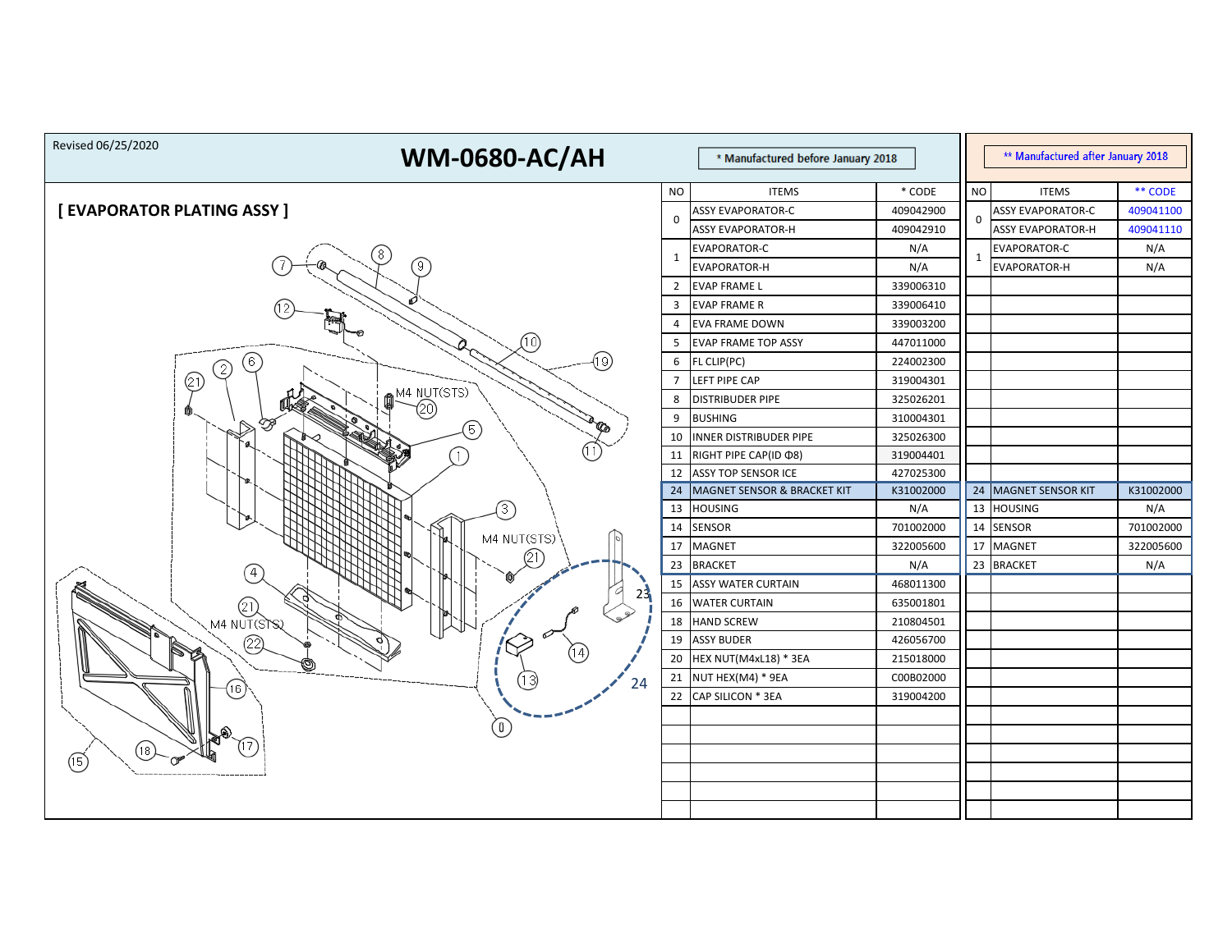Revised 06/25/2020

# WM-0680-AC/AH

## [ EVAPORATOR PLATING ASSY ]

| NO | ITEMS | * CODE | NO | ITEMS | ** CODE |
|---|---|---|---|---|---|
| | * Manufactured before January 2018 | | | ** Manufactured after January 2018 | |
| 0 | ASSY EVAPORATOR-C | 409042900 | 0 | ASSY EVAPORATOR-C | 409041100 |
| | ASSY EVAPORATOR-H | 409042910 | | ASSY EVAPORATOR-H | 409041110 |
| 1 | EVAPORATOR-C | N/A | 1 | EVAPORATOR-C | N/A |
| | EVAPORATOR-H | N/A | | EVAPORATOR-H | N/A |
| 2 | EVAP FRAME L | 339006310 | | | |
| 3 | EVAP FRAME R | 339006410 | | | |
| 4 | EVA FRAME DOWN | 339003200 | | | |
| 5 | EVAP FRAME TOP ASSY | 447011000 | | | |
| 6 | FL CLIP(PC) | 224002300 | | | |
| 7 | LEFT PIPE CAP | 319004301 | | | |
| 8 | DISTRIBUDER PIPE | 325026201 | | | |
| 9 | BUSHING | 310004301 | | | |
| 10 | INNER DISTRIBUDER PIPE | 325026300 | | | |
| 11 | RIGHT PIPE CAP(ID Φ8) | 319004401 | | | |
| 12 | ASSY TOP SENSOR ICE | 427025300 | | | |
| 24 | MAGNET SENSOR & BRACKET KIT | K31002000 | 24 | MAGNET SENSOR KIT | K31002000 |
| 13 | HOUSING | N/A | 13 | HOUSING | N/A |
| 14 | SENSOR | 701002000 | 14 | SENSOR | 701002000 |
| 17 | MAGNET | 322005600 | 17 | MAGNET | 322005600 |
| 23 | BRACKET | N/A | 23 | BRACKET | N/A |
| 15 | ASSY WATER CURTAIN | 468011300 | | | |
| 16 | WATER CURTAIN | 635001801 | | | |
| 18 | HAND SCREW | 210804501 | | | |
| 19 | ASSY BUDER | 426056700 | | | |
| 20 | HEX NUT(M4xL18) * 3EA | 215018000 | | | |
| 21 | NUT HEX(M4) * 9EA | C00B02000 | | | |
| 22 | CAP SILICON * 3EA | 319004200 | | | |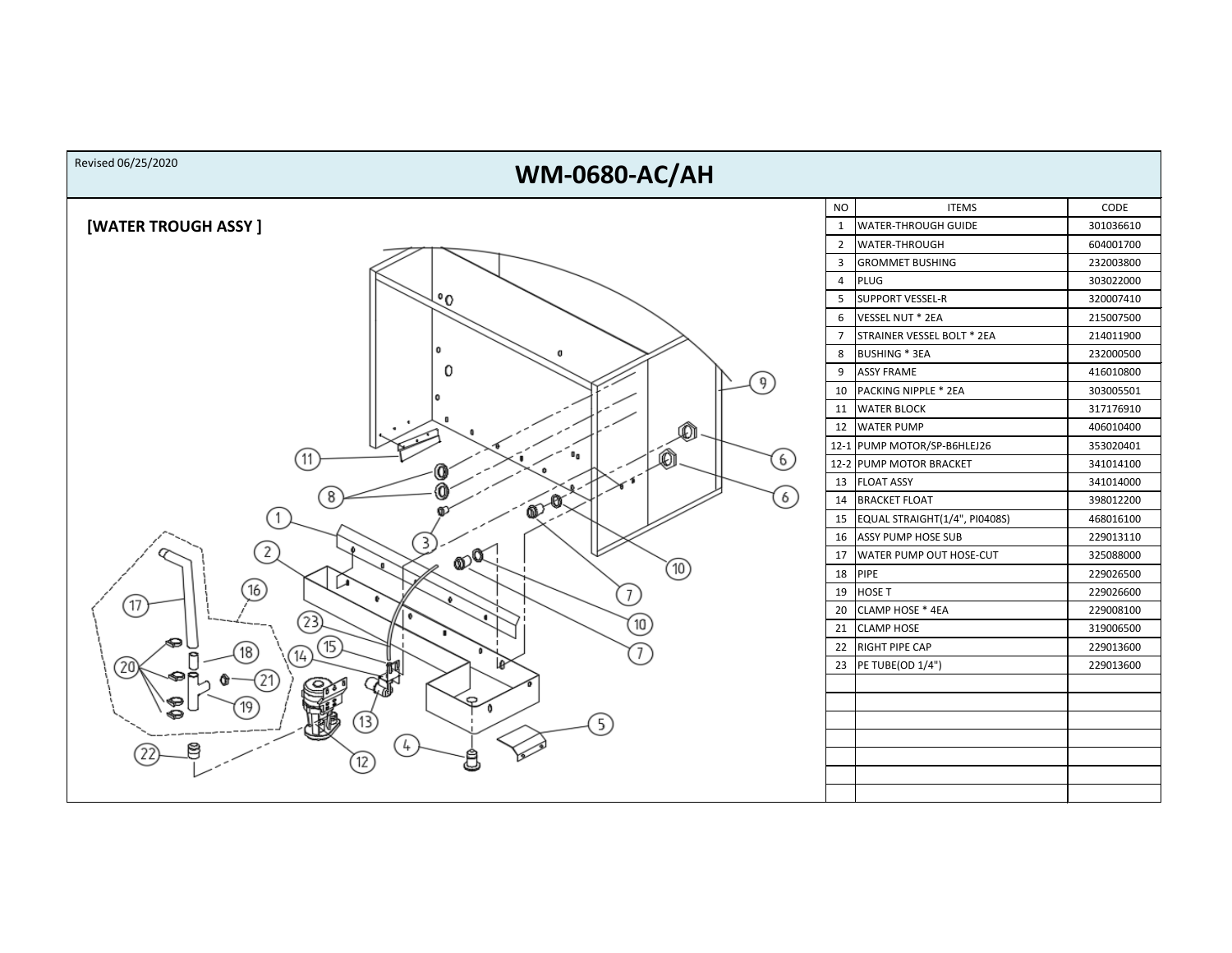Revised 06/25/2020

# WM-0680-AC/AH

## [WATER TROUGH ASSY ]

| NO | ITEMS | CODE |
|---|---|---|
| 1 | WATER-THROUGH GUIDE | 301036610 |
| 2 | WATER-THROUGH | 604001700 |
| 3 | GROMMET BUSHING | 232003800 |
| 4 | PLUG | 303022000 |
| 5 | SUPPORT VESSEL-R | 320007410 |
| 6 | VESSEL NUT * 2EA | 215007500 |
| 7 | STRAINER VESSEL BOLT * 2EA | 214011900 |
| 8 | BUSHING * 3EA | 232000500 |
| 9 | ASSY FRAME | 416010800 |
| 10 | PACKING NIPPLE * 2EA | 303005501 |
| 11 | WATER BLOCK | 317176910 |
| 12 | WATER PUMP | 406010400 |
| 12-1 | PUMP MOTOR/SP-B6HLEJ26 | 353020401 |
| 12-2 | PUMP MOTOR BRACKET | 341014100 |
| 13 | FLOAT ASSY | 341014000 |
| 14 | BRACKET FLOAT | 398012200 |
| 15 | EQUAL STRAIGHT(1/4", PI0408S) | 468016100 |
| 16 | ASSY PUMP HOSE SUB | 229013110 |
| 17 | WATER PUMP OUT HOSE-CUT | 325088000 |
| 18 | PIPE | 229026500 |
| 19 | HOSE T | 229026600 |
| 20 | CLAMP HOSE * 4EA | 229008100 |
| 21 | CLAMP HOSE | 319006500 |
| 22 | RIGHT PIPE CAP | 229013600 |
| 23 | PE TUBE(OD 1/4") | 229013600 |
| | | |
| | | |
| | | |
| | | |
| | | |
| | | |
| | | |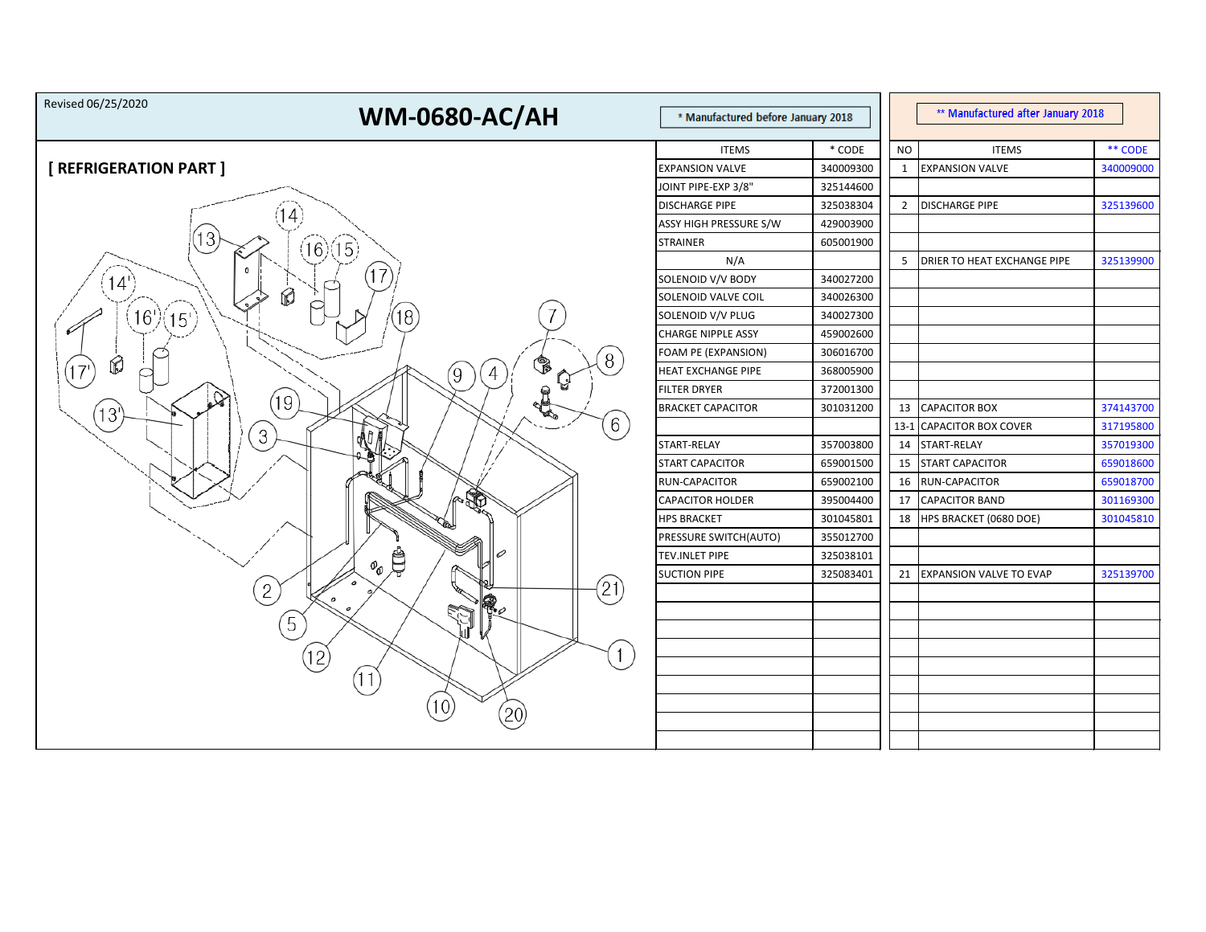Revised 06/25/2020

# WM-0680-AC/AH

## [ REFRIGERATION PART ]

| * Manufactured before January 2018 | | | ** Manufactured after January 2018 | |
|---|---|---|---|---|
| ITEMS | * CODE | NO | ITEMS | ** CODE |
| EXPANSION VALVE | 340009300 | 1 | EXPANSION VALVE | 340009000 |
| JOINT PIPE-EXP 3/8" | 325144600 | | | |
| DISCHARGE PIPE | 325038304 | 2 | DISCHARGE PIPE | 325139600 |
| ASSY HIGH PRESSURE S/W | 429003900 | | | |
| STRAINER | 605001900 | | | |
| N/A | | 5 | DRIER TO HEAT EXCHANGE PIPE | 325139900 |
| SOLENOID V/V BODY | 340027200 | | | |
| SOLENOID VALVE COIL | 340026300 | | | |
| SOLENOID V/V PLUG | 340027300 | | | |
| CHARGE NIPPLE ASSY | 459002600 | | | |
| FOAM PE (EXPANSION) | 306016700 | | | |
| HEAT EXCHANGE PIPE | 368005900 | | | |
| FILTER DRYER | 372001300 | | | |
| BRACKET CAPACITOR | 301031200 | 13 | CAPACITOR BOX | 374143700 |
| | | 13-1 | CAPACITOR BOX COVER | 317195800 |
| START-RELAY | 357003800 | 14 | START-RELAY | 357019300 |
| START CAPACITOR | 659001500 | 15 | START CAPACITOR | 659018600 |
| RUN-CAPACITOR | 659002100 | 16 | RUN-CAPACITOR | 659018700 |
| CAPACITOR HOLDER | 395004400 | 17 | CAPACITOR BAND | 301169300 |
| HPS BRACKET | 301045801 | 18 | HPS BRACKET (0680 DOE) | 301045810 |
| PRESSURE SWITCH(AUTO) | 355012700 | | | |
| TEV.INLET PIPE | 325038101 | | | |
| SUCTION PIPE | 325083401 | 21 | EXPANSION VALVE TO EVAP | 325139700 |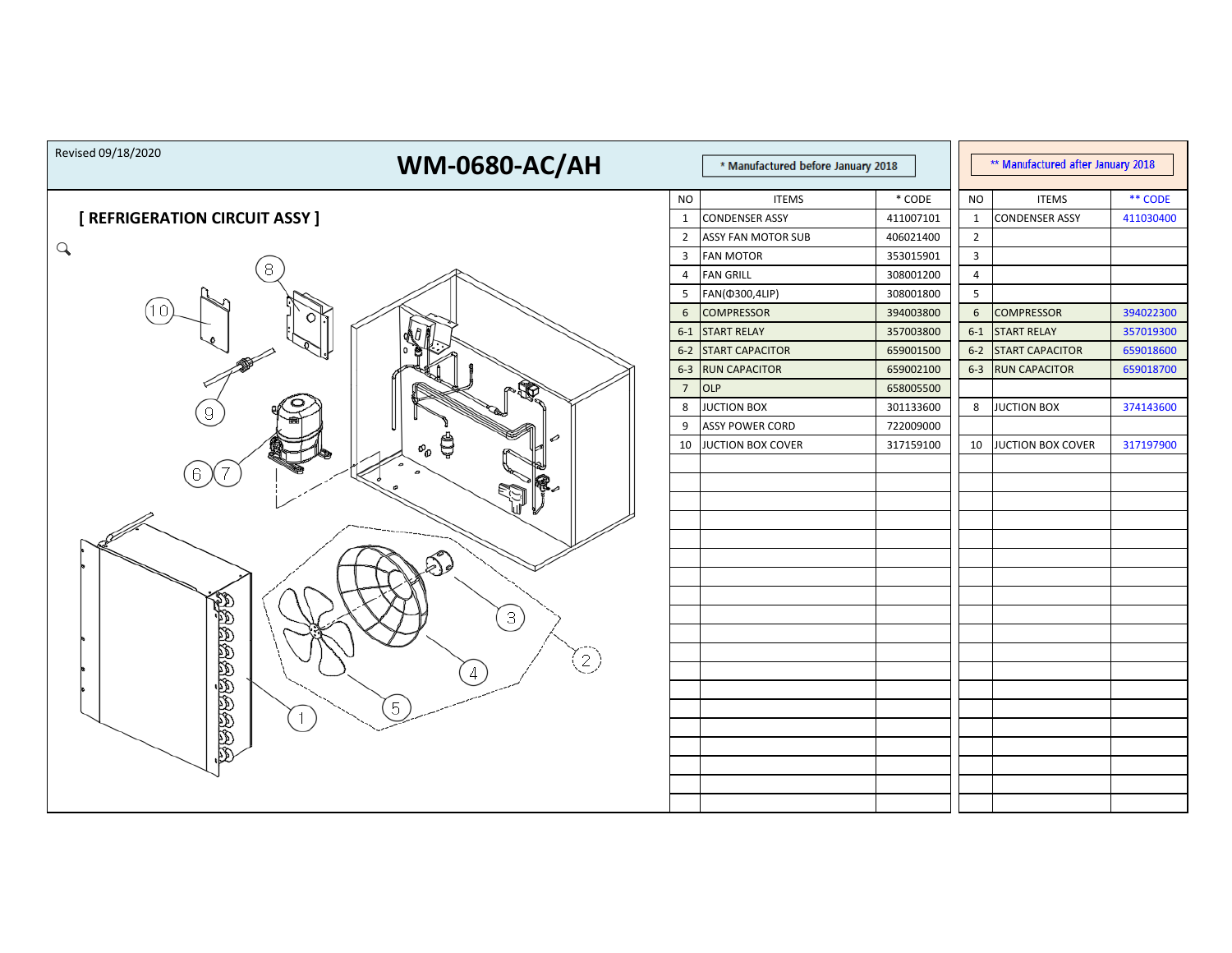Revised 09/18/2020

# WM-0680-AC/AH

## [ REFRIGERATION CIRCUIT ASSY ]

1
2
3
4
5
6
7
8
9
10

| | | | * Manufactured before January 2018 | | | ** Manufactured after January 2018 |
|---|---|---|---|---|---|---|
| NO | ITEMS | * CODE | | NO | ITEMS | ** CODE |
| 1 | CONDENSER ASSY | 411007101 | | 1 | CONDENSER ASSY | 411030400 |
| 2 | ASSY FAN MOTOR SUB | 406021400 | | 2 | | |
| 3 | FAN MOTOR | 353015901 | | 3 | | |
| 4 | FAN GRILL | 308001200 | | 4 | | |
| 5 | FAN(Φ300,4LIP) | 308001800 | | 5 | | |
| 6 | COMPRESSOR | 394003800 | | 6 | COMPRESSOR | 394022300 |
| 6-1 | START RELAY | 357003800 | | 6-1 | START RELAY | 357019300 |
| 6-2 | START CAPACITOR | 659001500 | | 6-2 | START CAPACITOR | 659018600 |
| 6-3 | RUN CAPACITOR | 659002100 | | 6-3 | RUN CAPACITOR | 659018700 |
| 7 | OLP | 658005500 | | | | |
| 8 | JUCTION BOX | 301133600 | | 8 | JUCTION BOX | 374143600 |
| 9 | ASSY POWER CORD | 722009000 | | | | |
| 10 | JUCTION BOX COVER | 317159100 | | 10 | JUCTION BOX COVER | 317197900 |